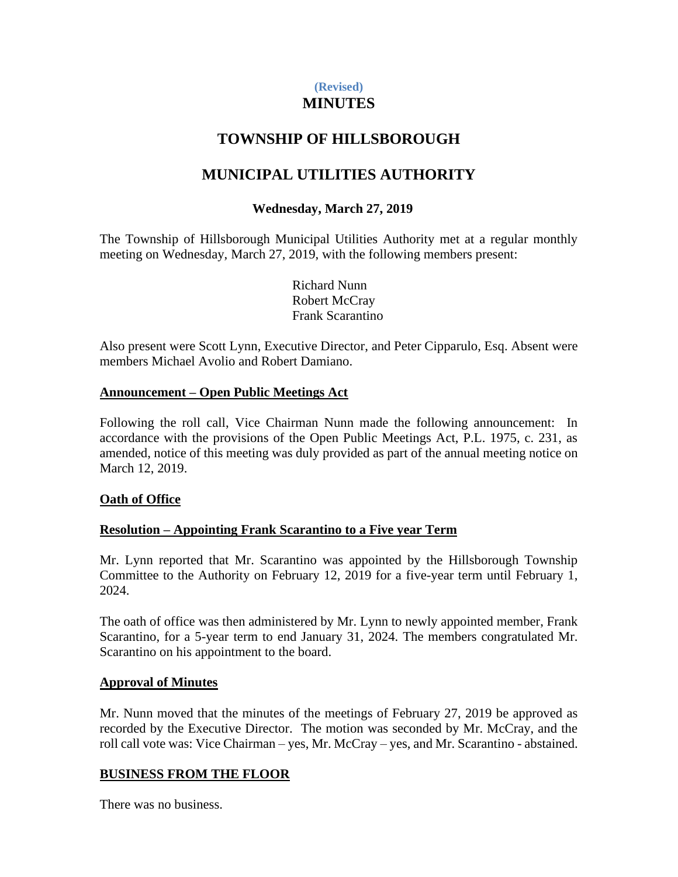**(Revised)**

# MINUTES

# TOWNSHIP OF HILLSBOROUGH

# MUNICIPAL UTILITIES AUTHORITY

### Wednesday, March 27, 2019

The Township of Hillsborough Municipal Utilities Authority met at a regular monthly meeting on Wednesday, March 27, 2019, with the following members present:

Richard Nunn
Robert McCray
Frank Scarantino

Also present were Scott Lynn, Executive Director, and Peter Cipparulo, Esq. Absent were members Michael Avolio and Robert Damiano.

**Announcement – Open Public Meetings Act**

Following the roll call, Vice Chairman Nunn made the following announcement: In accordance with the provisions of the Open Public Meetings Act, P.L. 1975, c. 231, as amended, notice of this meeting was duly provided as part of the annual meeting notice on March 12, 2019.

**Oath of Office**

**Resolution – Appointing Frank Scarantino to a Five year Term**

Mr. Lynn reported that Mr. Scarantino was appointed by the Hillsborough Township Committee to the Authority on February 12, 2019 for a five-year term until February 1, 2024.

The oath of office was then administered by Mr. Lynn to newly appointed member, Frank Scarantino, for a 5-year term to end January 31, 2024. The members congratulated Mr. Scarantino on his appointment to the board.

**Approval of Minutes**

Mr. Nunn moved that the minutes of the meetings of February 27, 2019 be approved as recorded by the Executive Director. The motion was seconded by Mr. McCray, and the roll call vote was: Vice Chairman – yes, Mr. McCray – yes, and Mr. Scarantino - abstained.

**BUSINESS FROM THE FLOOR**

There was no business.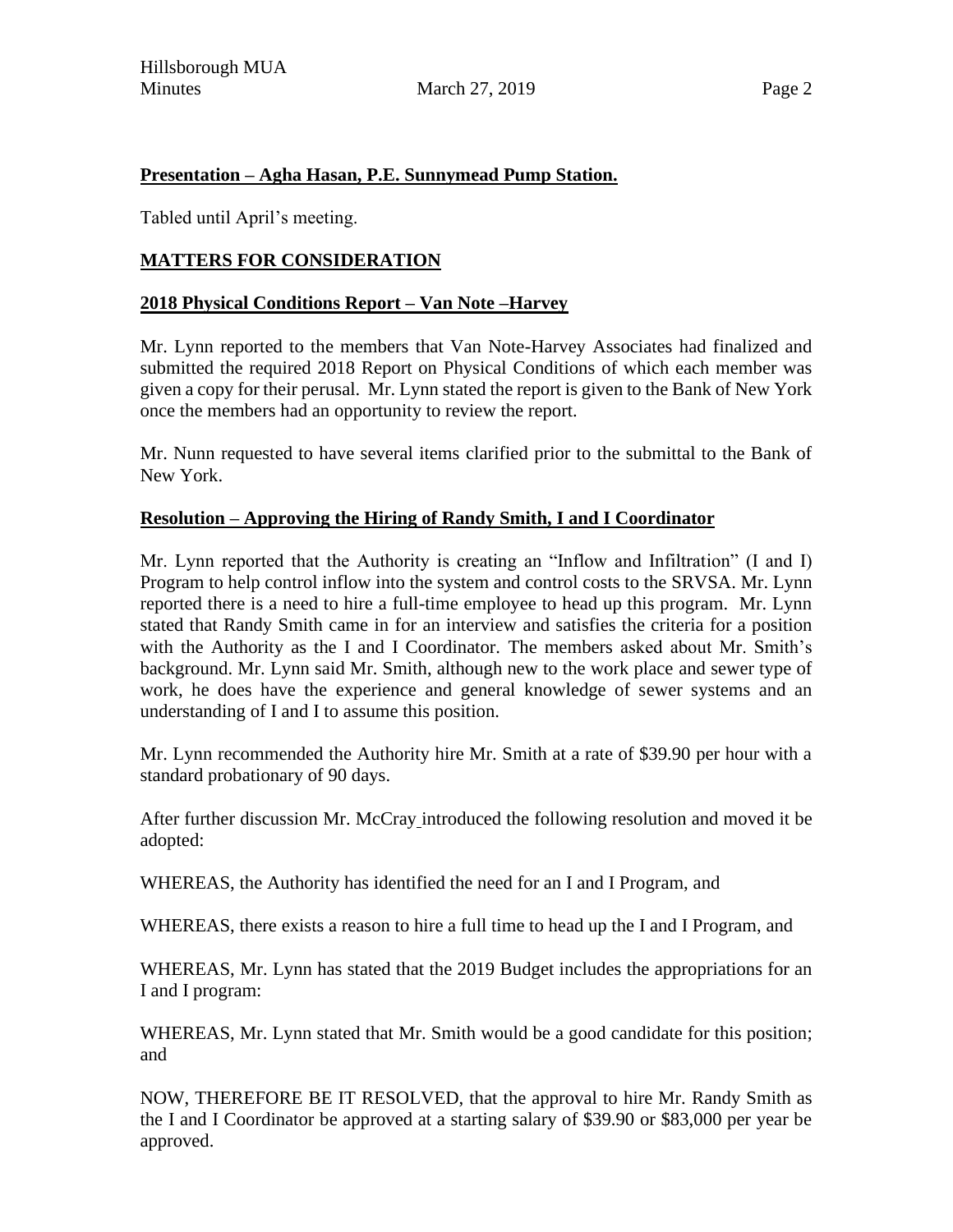**Presentation – Agha Hasan, P.E. Sunnymead Pump Station.**

Tabled until April's meeting.

**MATTERS FOR CONSIDERATION**

**2018 Physical Conditions Report – Van Note –Harvey**

Mr. Lynn reported to the members that Van Note-Harvey Associates had finalized and submitted the required 2018 Report on Physical Conditions of which each member was given a copy for their perusal. Mr. Lynn stated the report is given to the Bank of New York once the members had an opportunity to review the report.

Mr. Nunn requested to have several items clarified prior to the submittal to the Bank of New York.

**Resolution – Approving the Hiring of Randy Smith, I and I Coordinator**

Mr. Lynn reported that the Authority is creating an "Inflow and Infiltration" (I and I) Program to help control inflow into the system and control costs to the SRVSA. Mr. Lynn reported there is a need to hire a full-time employee to head up this program. Mr. Lynn stated that Randy Smith came in for an interview and satisfies the criteria for a position with the Authority as the I and I Coordinator. The members asked about Mr. Smith's background. Mr. Lynn said Mr. Smith, although new to the work place and sewer type of work, he does have the experience and general knowledge of sewer systems and an understanding of I and I to assume this position.

Mr. Lynn recommended the Authority hire Mr. Smith at a rate of $39.90 per hour with a standard probationary of 90 days.

After further discussion Mr. McCray introduced the following resolution and moved it be adopted:

WHEREAS, the Authority has identified the need for an I and I Program, and

WHEREAS, there exists a reason to hire a full time to head up the I and I Program, and

WHEREAS, Mr. Lynn has stated that the 2019 Budget includes the appropriations for an I and I program:

WHEREAS, Mr. Lynn stated that Mr. Smith would be a good candidate for this position; and

NOW, THEREFORE BE IT RESOLVED, that the approval to hire Mr. Randy Smith as the I and I Coordinator be approved at a starting salary of $39.90 or $83,000 per year be approved.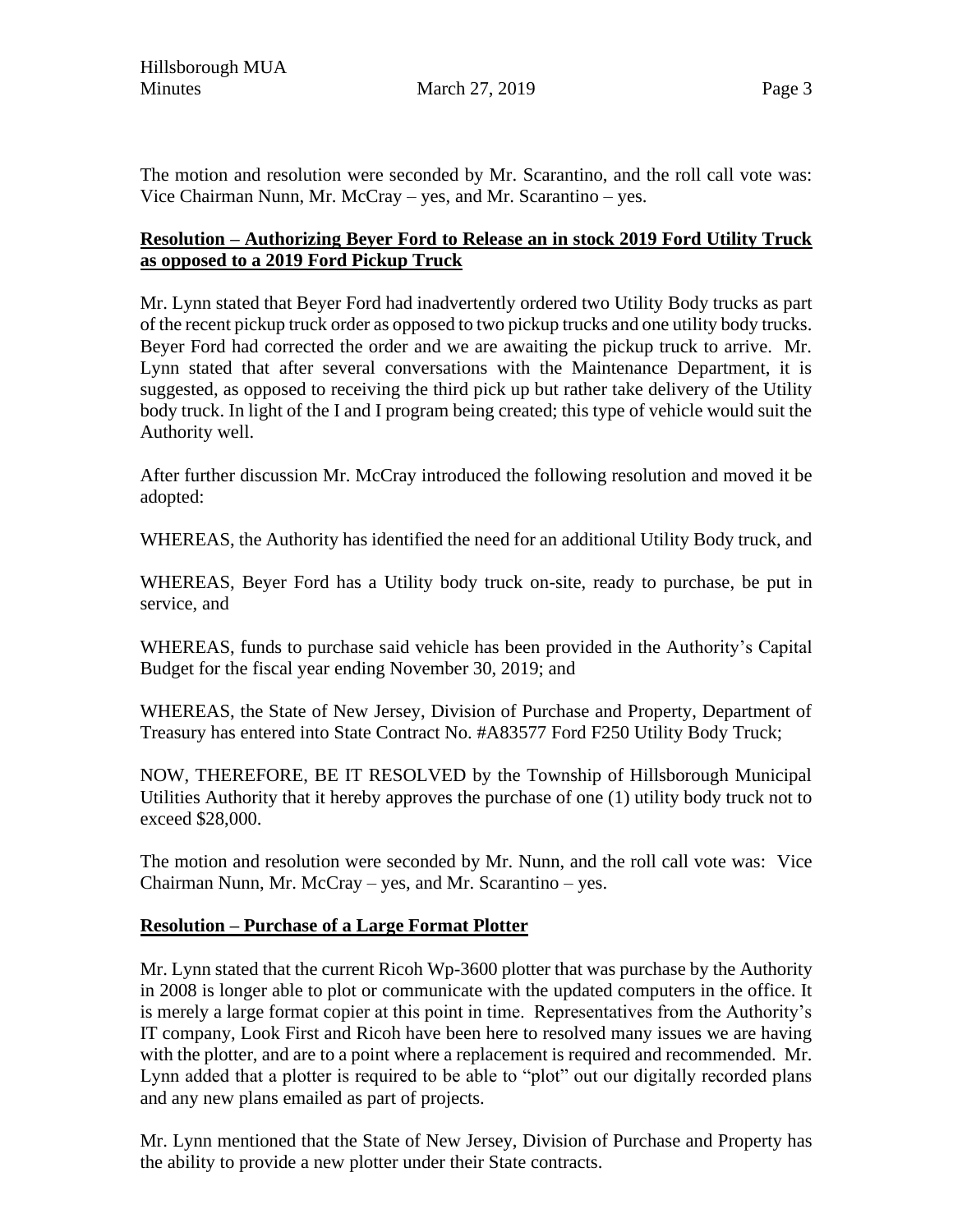The motion and resolution were seconded by Mr. Scarantino, and the roll call vote was: Vice Chairman Nunn, Mr. McCray – yes, and Mr. Scarantino – yes.

**Resolution – Authorizing Beyer Ford to Release an in stock 2019 Ford Utility Truck as opposed to a 2019 Ford Pickup Truck**

Mr. Lynn stated that Beyer Ford had inadvertently ordered two Utility Body trucks as part of the recent pickup truck order as opposed to two pickup trucks and one utility body trucks. Beyer Ford had corrected the order and we are awaiting the pickup truck to arrive. Mr. Lynn stated that after several conversations with the Maintenance Department, it is suggested, as opposed to receiving the third pick up but rather take delivery of the Utility body truck. In light of the I and I program being created; this type of vehicle would suit the Authority well.

After further discussion Mr. McCray introduced the following resolution and moved it be adopted:

WHEREAS, the Authority has identified the need for an additional Utility Body truck, and

WHEREAS, Beyer Ford has a Utility body truck on-site, ready to purchase, be put in service, and

WHEREAS, funds to purchase said vehicle has been provided in the Authority's Capital Budget for the fiscal year ending November 30, 2019; and

WHEREAS, the State of New Jersey, Division of Purchase and Property, Department of Treasury has entered into State Contract No. #A83577 Ford F250 Utility Body Truck;

NOW, THEREFORE, BE IT RESOLVED by the Township of Hillsborough Municipal Utilities Authority that it hereby approves the purchase of one (1) utility body truck not to exceed $28,000.

The motion and resolution were seconded by Mr. Nunn, and the roll call vote was: Vice Chairman Nunn, Mr. McCray – yes, and Mr. Scarantino – yes.

**Resolution – Purchase of a Large Format Plotter**

Mr. Lynn stated that the current Ricoh Wp-3600 plotter that was purchase by the Authority in 2008 is longer able to plot or communicate with the updated computers in the office. It is merely a large format copier at this point in time. Representatives from the Authority's IT company, Look First and Ricoh have been here to resolved many issues we are having with the plotter, and are to a point where a replacement is required and recommended. Mr. Lynn added that a plotter is required to be able to "plot" out our digitally recorded plans and any new plans emailed as part of projects.

Mr. Lynn mentioned that the State of New Jersey, Division of Purchase and Property has the ability to provide a new plotter under their State contracts.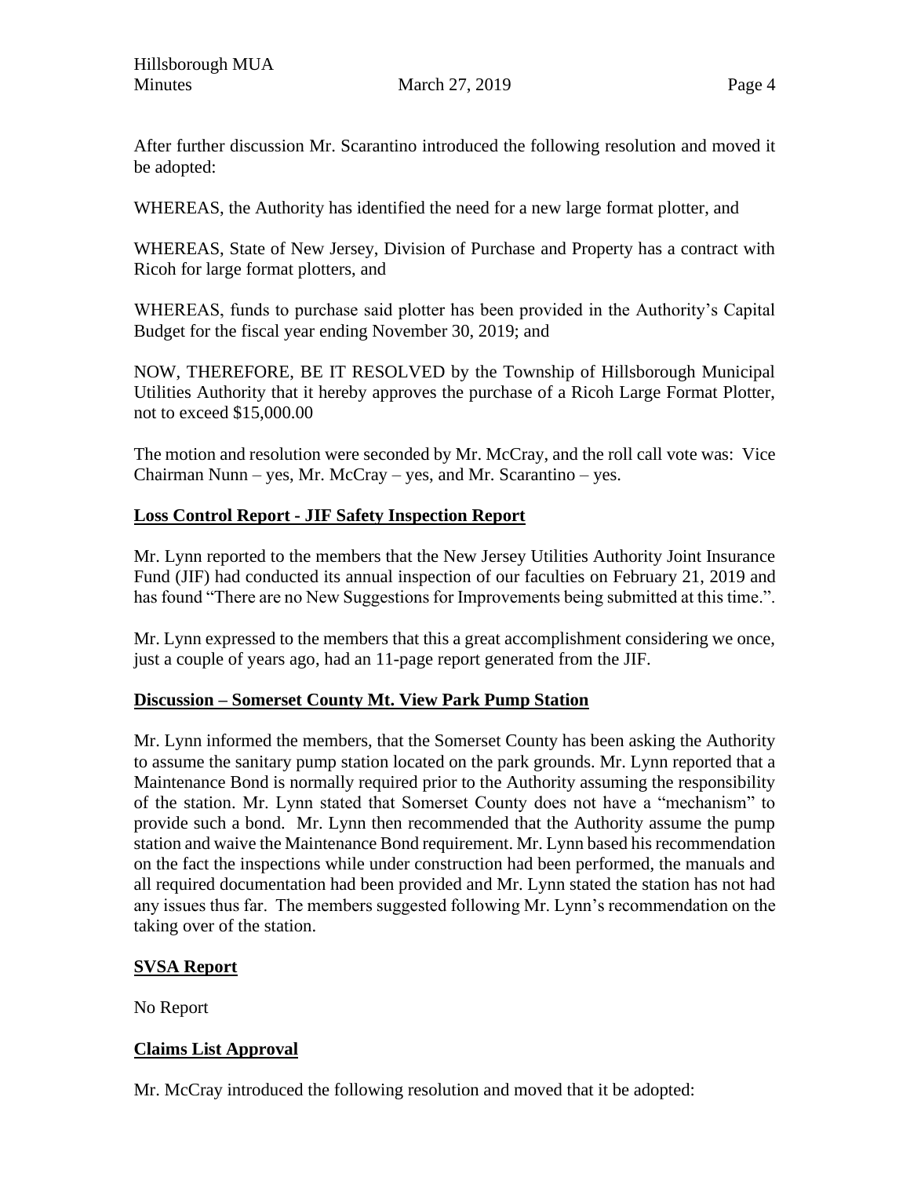After further discussion Mr. Scarantino introduced the following resolution and moved it be adopted:

WHEREAS, the Authority has identified the need for a new large format plotter, and

WHEREAS, State of New Jersey, Division of Purchase and Property has a contract with Ricoh for large format plotters, and

WHEREAS, funds to purchase said plotter has been provided in the Authority's Capital Budget for the fiscal year ending November 30, 2019; and

NOW, THEREFORE, BE IT RESOLVED by the Township of Hillsborough Municipal Utilities Authority that it hereby approves the purchase of a Ricoh Large Format Plotter, not to exceed $15,000.00

The motion and resolution were seconded by Mr. McCray, and the roll call vote was: Vice Chairman Nunn – yes, Mr. McCray – yes, and Mr. Scarantino – yes.

**Loss Control Report - JIF Safety Inspection Report**

Mr. Lynn reported to the members that the New Jersey Utilities Authority Joint Insurance Fund (JIF) had conducted its annual inspection of our faculties on February 21, 2019 and has found "There are no New Suggestions for Improvements being submitted at this time.".

Mr. Lynn expressed to the members that this a great accomplishment considering we once, just a couple of years ago, had an 11-page report generated from the JIF.

**Discussion – Somerset County Mt. View Park Pump Station**

Mr. Lynn informed the members, that the Somerset County has been asking the Authority to assume the sanitary pump station located on the park grounds. Mr. Lynn reported that a Maintenance Bond is normally required prior to the Authority assuming the responsibility of the station. Mr. Lynn stated that Somerset County does not have a "mechanism" to provide such a bond. Mr. Lynn then recommended that the Authority assume the pump station and waive the Maintenance Bond requirement. Mr. Lynn based his recommendation on the fact the inspections while under construction had been performed, the manuals and all required documentation had been provided and Mr. Lynn stated the station has not had any issues thus far. The members suggested following Mr. Lynn's recommendation on the taking over of the station.

**SVSA Report**

No Report

**Claims List Approval**

Mr. McCray introduced the following resolution and moved that it be adopted: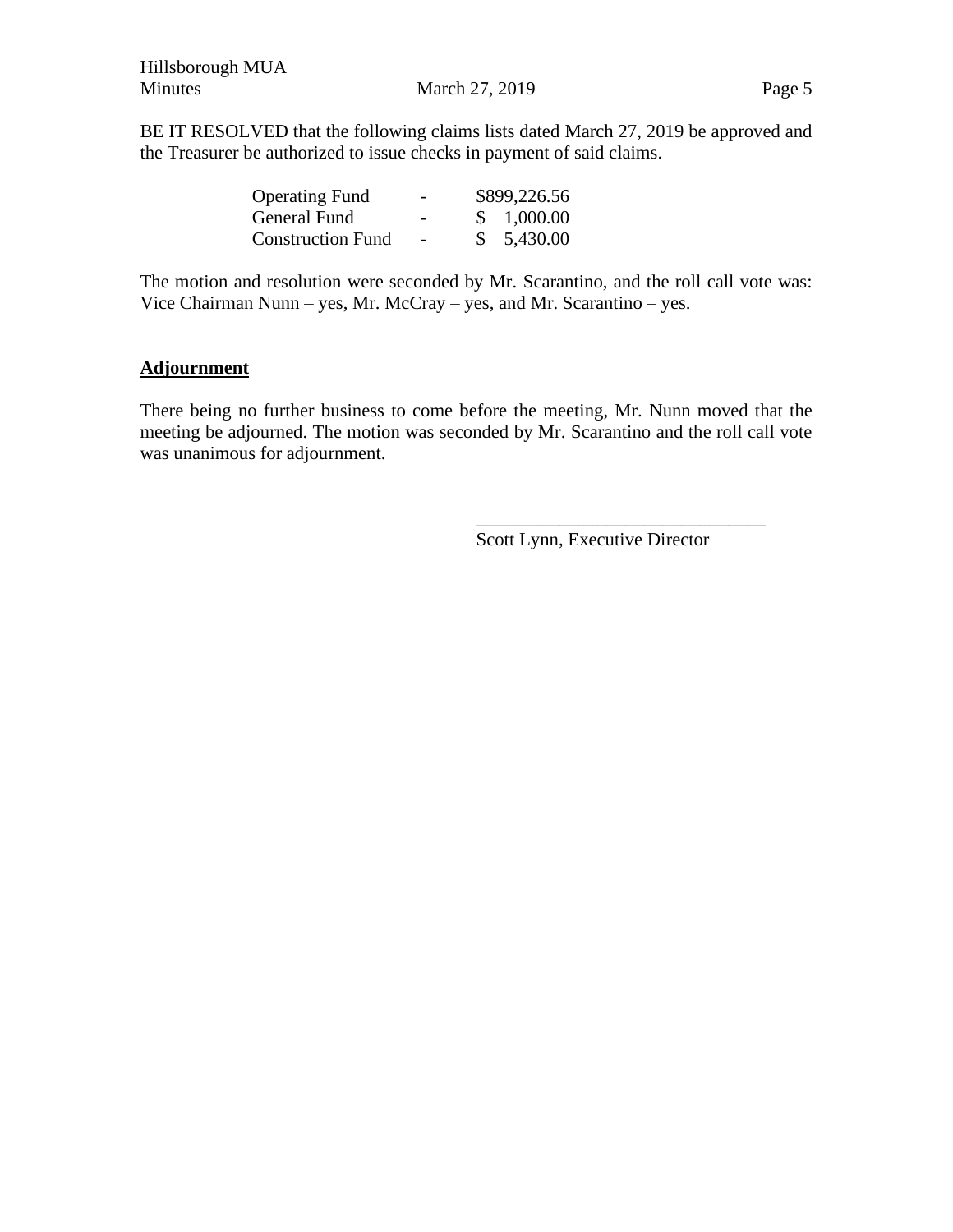BE IT RESOLVED that the following claims lists dated March 27, 2019 be approved and the Treasurer be authorized to issue checks in payment of said claims.

| | | |
|---|---|---|
| Operating Fund | - | $899,226.56 |
| General Fund | - | $ 1,000.00 |
| Construction Fund | - | $ 5,430.00 |

The motion and resolution were seconded by Mr. Scarantino, and the roll call vote was: Vice Chairman Nunn – yes, Mr. McCray – yes, and Mr. Scarantino – yes.

## **Adjournment**

There being no further business to come before the meeting, Mr. Nunn moved that the meeting be adjourned. The motion was seconded by Mr. Scarantino and the roll call vote was unanimous for adjournment.

______________________________

Scott Lynn, Executive Director